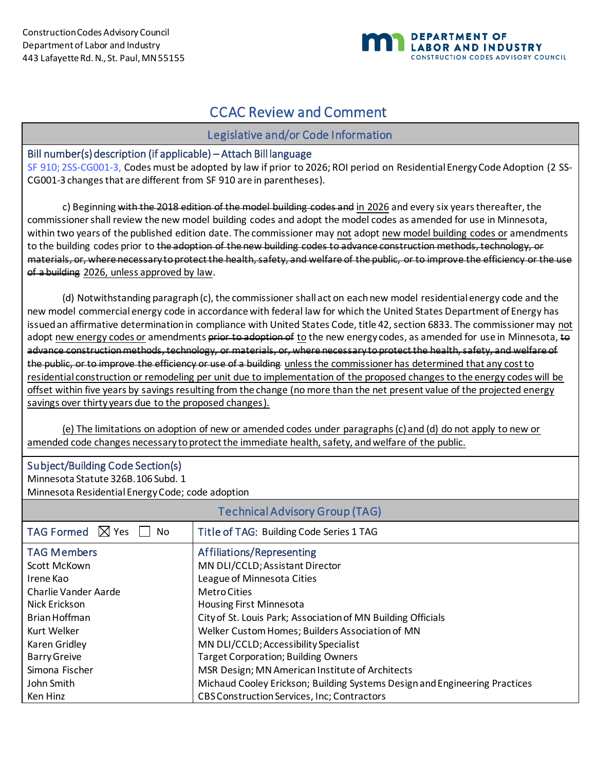Construction Codes Advisory Council
Department of Labor and Industry
443 Lafayette Rd. N., St. Paul, MN 55155

DEPARTMENT OF LABOR AND INDUSTRY
CONSTRUCTION CODES ADVISORY COUNCIL

# CCAC Review and Comment

## Legislative and/or Code Information

### Bill number(s) description (if applicable) – Attach Bill language

SF 910; 2SS-CG001-3, Codes must be adopted by law if prior to 2026; ROI period on Residential Energy Code Adoption (2 SS-CG001-3 changes that are different from SF 910 are in parentheses).

c) Beginning ~~with the 2018 edition of the model building codes and~~ in 2026 and every six years thereafter, the commissioner shall review the new model building codes and adopt the model codes as amended for use in Minnesota, within two years of the published edition date. The commissioner may not adopt new model building codes or amendments to the building codes prior to ~~the adoption of the new building codes to advance construction methods, technology, or materials, or, where necessary to protect the health, safety, and welfare of the public, or to improve the efficiency or the use of a building~~ 2026, unless approved by law.

(d) Notwithstanding paragraph (c), the commissioner shall act on each new model residential energy code and the new model commercial energy code in accordance with federal law for which the United States Department of Energy has issued an affirmative determination in compliance with United States Code, title 42, section 6833. The commissioner may not adopt new energy codes or amendments ~~prior to adoption of~~ to the new energy codes, as amended for use in Minnesota, ~~to advance construction methods, technology, or materials, or, where necessary to protect the health, safety, and welfare of the public, or to improve the efficiency or use of a building~~ unless the commissioner has determined that any cost to residential construction or remodeling per unit due to implementation of the proposed changes to the energy codes will be offset within five years by savings resulting from the change (no more than the net present value of the projected energy savings over thirty years due to the proposed changes).

(e) The limitations on adoption of new or amended codes under paragraphs (c) and (d) do not apply to new or amended code changes necessary to protect the immediate health, safety, and welfare of the public.

### Subject/Building Code Section(s)

Minnesota Statute 326B.106 Subd. 1
Minnesota Residential Energy Code; code adoption

## Technical Advisory Group (TAG)

| TAG Formed ☒ Yes ☐ No | Title of TAG: Building Code Series 1 TAG |
|---|---|
| **TAG Members** | **Affiliations/Representing** |
| Scott McKown | MN DLI/CCLD; Assistant Director |
| Irene Kao | League of Minnesota Cities |
| Charlie Vander Aarde | Metro Cities |
| Nick Erickson | Housing First Minnesota |
| Brian Hoffman | City of St. Louis Park; Association of MN Building Officials |
| Kurt Welker | Welker Custom Homes; Builders Association of MN |
| Karen Gridley | MN DLI/CCLD; Accessibility Specialist |
| Barry Greive | Target Corporation; Building Owners |
| Simona Fischer | MSR Design; MN American Institute of Architects |
| John Smith | Michaud Cooley Erickson; Building Systems Design and Engineering Practices |
| Ken Hinz | CBS Construction Services, Inc; Contractors |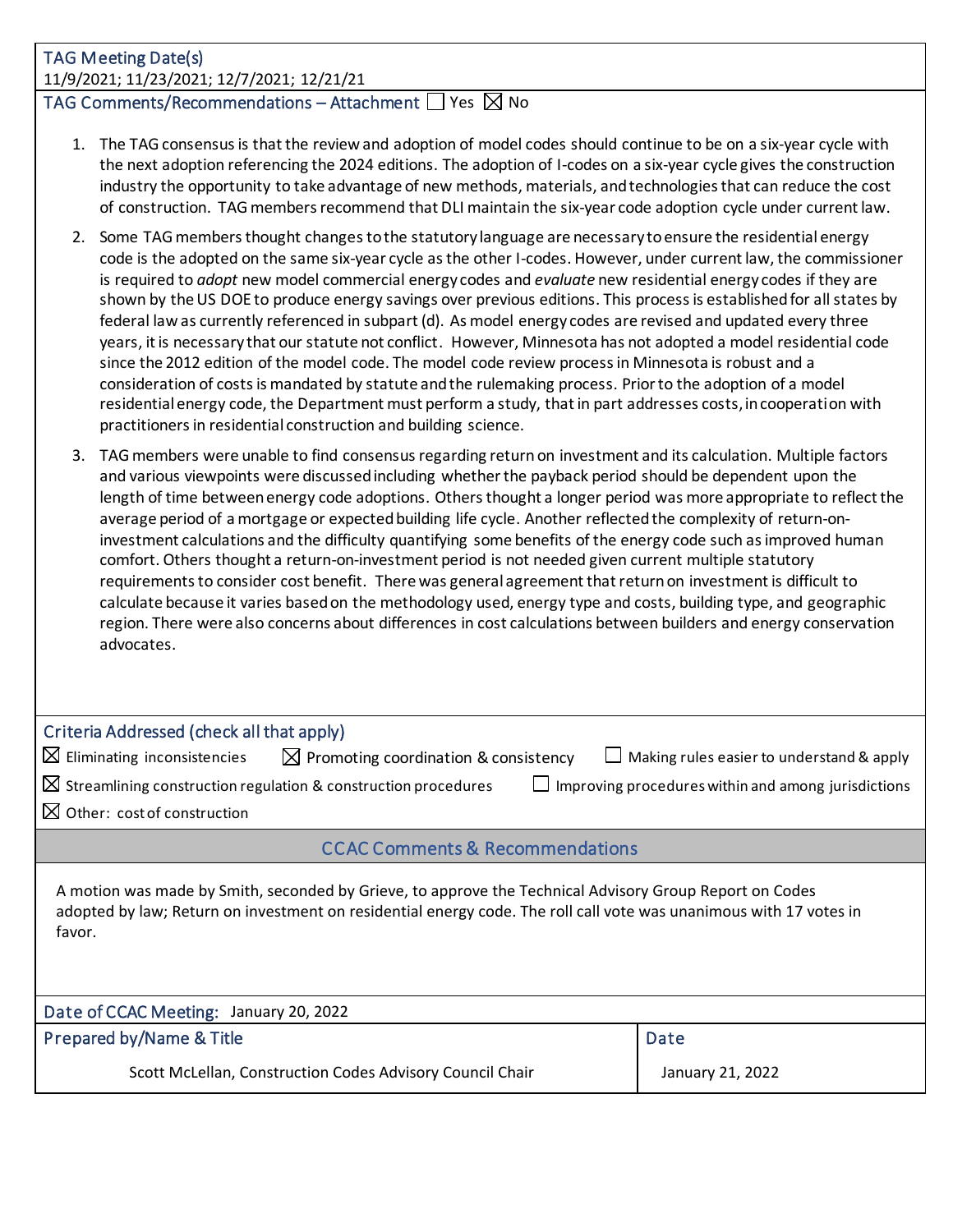**TAG Meeting Date(s)**
11/9/2021; 11/23/2021; 12/7/2021; 12/21/21

**TAG Comments/Recommendations – Attachment** ☐ Yes ☒ No

1. The TAG consensus is that the review and adoption of model codes should continue to be on a six-year cycle with the next adoption referencing the 2024 editions. The adoption of I-codes on a six-year cycle gives the construction industry the opportunity to take advantage of new methods, materials, and technologies that can reduce the cost of construction. TAG members recommend that DLI maintain the six-year code adoption cycle under current law.
2. Some TAG members thought changes to the statutory language are necessary to ensure the residential energy code is the adopted on the same six-year cycle as the other I-codes. However, under current law, the commissioner is required to *adopt* new model commercial energy codes and *evaluate* new residential energy codes if they are shown by the US DOE to produce energy savings over previous editions. This process is established for all states by federal law as currently referenced in subpart (d). As model energy codes are revised and updated every three years, it is necessary that our statute not conflict. However, Minnesota has not adopted a model residential code since the 2012 edition of the model code. The model code review process in Minnesota is robust and a consideration of costs is mandated by statute and the rulemaking process. Prior to the adoption of a model residential energy code, the Department must perform a study, that in part addresses costs, in cooperation with practitioners in residential construction and building science.
3. TAG members were unable to find consensus regarding return on investment and its calculation. Multiple factors and various viewpoints were discussed including whether the payback period should be dependent upon the length of time between energy code adoptions. Others thought a longer period was more appropriate to reflect the average period of a mortgage or expected building life cycle. Another reflected the complexity of return-on-investment calculations and the difficulty quantifying some benefits of the energy code such as improved human comfort. Others thought a return-on-investment period is not needed given current multiple statutory requirements to consider cost benefit. There was general agreement that return on investment is difficult to calculate because it varies based on the methodology used, energy type and costs, building type, and geographic region. There were also concerns about differences in cost calculations between builders and energy conservation advocates.

**Criteria Addressed (check all that apply)**

☒ Eliminating inconsistencies ☒ Promoting coordination & consistency ☐ Making rules easier to understand & apply
☒ Streamlining construction regulation & construction procedures ☐ Improving procedures within and among jurisdictions
☒ Other: cost of construction

## CCAC Comments & Recommendations

A motion was made by Smith, seconded by Grieve, to approve the Technical Advisory Group Report on Codes adopted by law; Return on investment on residential energy code. The roll call vote was unanimous with 17 votes in favor.

**Date of CCAC Meeting:** January 20, 2022

| Prepared by/Name & Title | Date |
|---|---|
| Scott McLellan, Construction Codes Advisory Council Chair | January 21, 2022 |